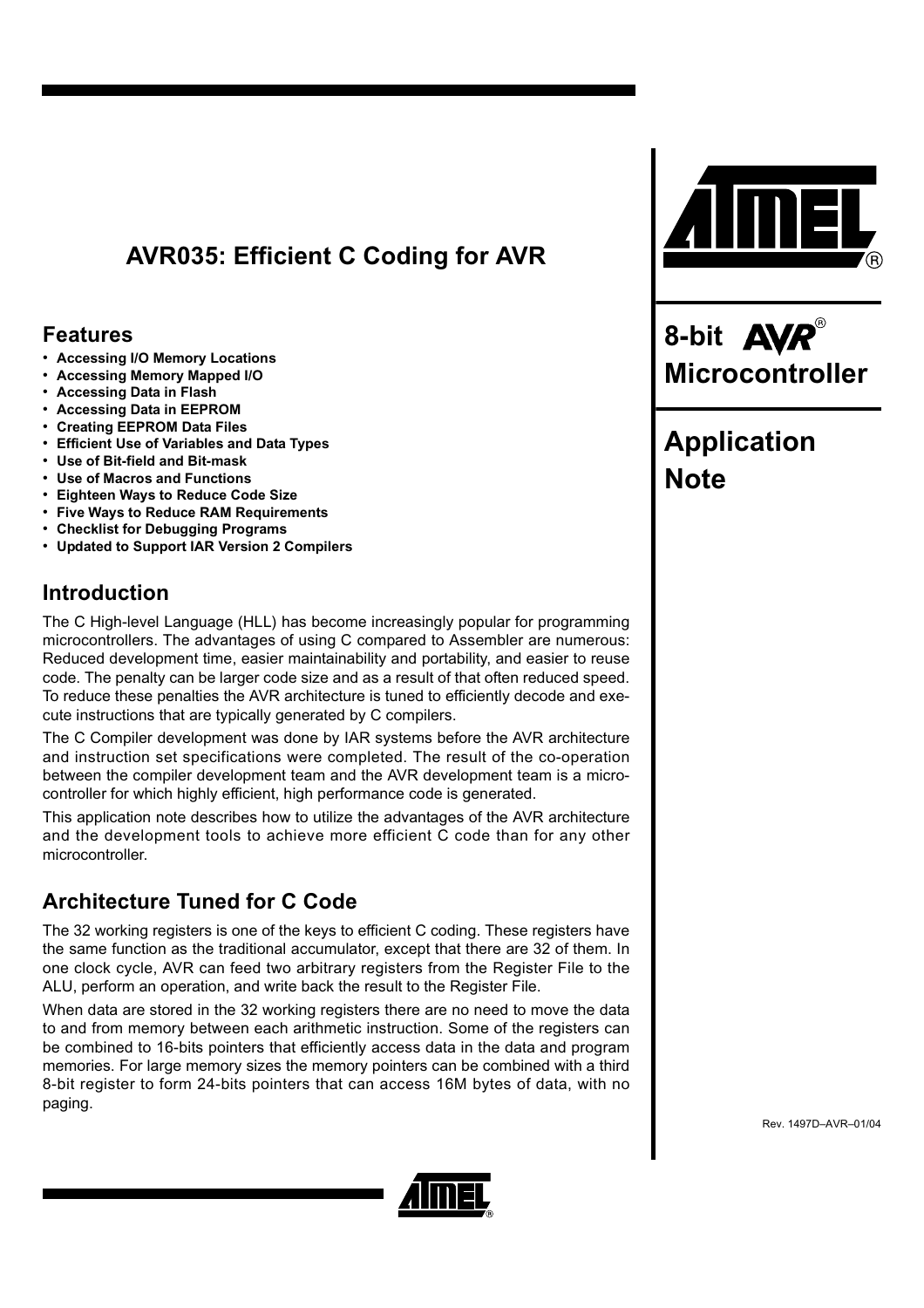# AVR035: Efficient C Coding for AVR

**8-bit AVR® Microcontroller**

**Application Note**

## Features

- **Accessing I/O Memory Locations**
- **Accessing Memory Mapped I/O**
- **Accessing Data in Flash**
- **Accessing Data in EEPROM**
- **Creating EEPROM Data Files**
- **Efficient Use of Variables and Data Types**
- **Use of Bit-field and Bit-mask**
- **Use of Macros and Functions**
- **Eighteen Ways to Reduce Code Size**
- **Five Ways to Reduce RAM Requirements**
- **Checklist for Debugging Programs**
- **Updated to Support IAR Version 2 Compilers**

## Introduction

The C High-level Language (HLL) has become increasingly popular for programming microcontrollers. The advantages of using C compared to Assembler are numerous: Reduced development time, easier maintainability and portability, and easier to reuse code. The penalty can be larger code size and as a result of that often reduced speed. To reduce these penalties the AVR architecture is tuned to efficiently decode and execute instructions that are typically generated by C compilers.

The C Compiler development was done by IAR systems before the AVR architecture and instruction set specifications were completed. The result of the co-operation between the compiler development team and the AVR development team is a microcontroller for which highly efficient, high performance code is generated.

This application note describes how to utilize the advantages of the AVR architecture and the development tools to achieve more efficient C code than for any other microcontroller.

## Architecture Tuned for C Code

The 32 working registers is one of the keys to efficient C coding. These registers have the same function as the traditional accumulator, except that there are 32 of them. In one clock cycle, AVR can feed two arbitrary registers from the Register File to the ALU, perform an operation, and write back the result to the Register File.

When data are stored in the 32 working registers there are no need to move the data to and from memory between each arithmetic instruction. Some of the registers can be combined to 16-bits pointers that efficiently access data in the data and program memories. For large memory sizes the memory pointers can be combined with a third 8-bit register to form 24-bits pointers that can access 16M bytes of data, with no paging.

Rev. 1497D–AVR–01/04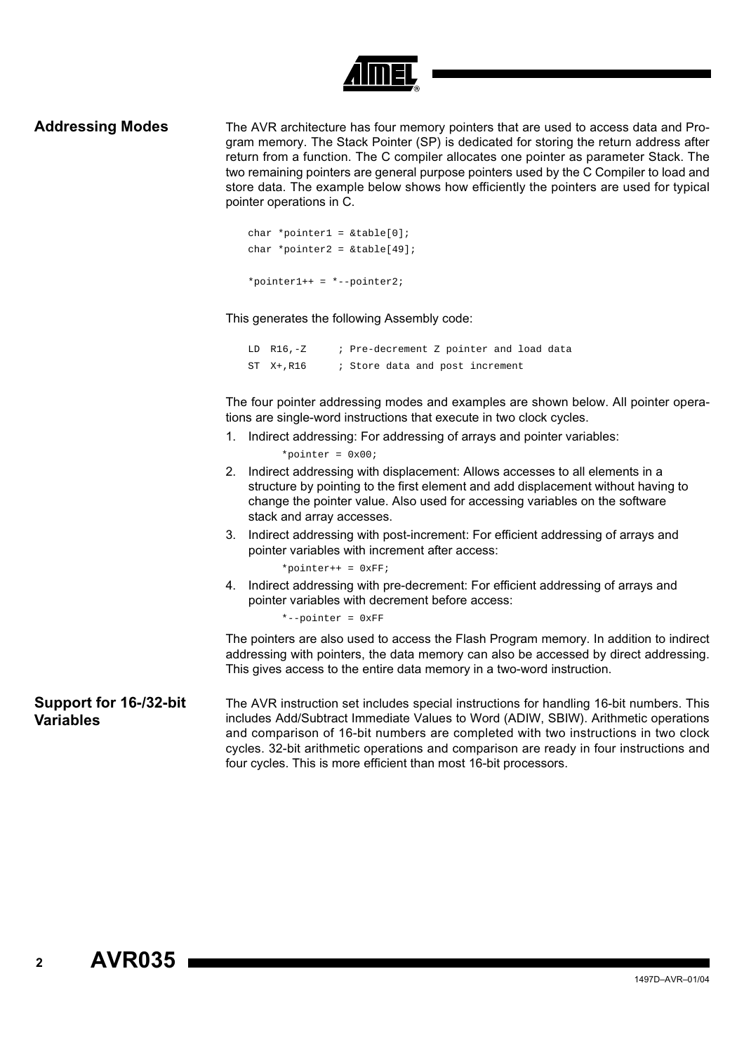## Addressing Modes

The AVR architecture has four memory pointers that are used to access data and Program memory. The Stack Pointer (SP) is dedicated for storing the return address after return from a function. The C compiler allocates one pointer as parameter Stack. The two remaining pointers are general purpose pointers used by the C Compiler to load and store data. The example below shows how efficiently the pointers are used for typical pointer operations in C.

```
char *pointer1 = &table[0];
char *pointer2 = &table[49];

*pointer1++ = *--pointer2;
```

This generates the following Assembly code:

```
LD  R16,-Z     ; Pre-decrement Z pointer and load data
ST  X+,R16     ; Store data and post increment
```

The four pointer addressing modes and examples are shown below. All pointer operations are single-word instructions that execute in two clock cycles.

1. Indirect addressing: For addressing of arrays and pointer variables:
   ```
   *pointer = 0x00;
   ```
2. Indirect addressing with displacement: Allows accesses to all elements in a structure by pointing to the first element and add displacement without having to change the pointer value. Also used for accessing variables on the software stack and array accesses.
3. Indirect addressing with post-increment: For efficient addressing of arrays and pointer variables with increment after access:
   ```
   *pointer++ = 0xFF;
   ```
4. Indirect addressing with pre-decrement: For efficient addressing of arrays and pointer variables with decrement before access:
   ```
   *--pointer = 0xFF
   ```

The pointers are also used to access the Flash Program memory. In addition to indirect addressing with pointers, the data memory can also be accessed by direct addressing. This gives access to the entire data memory in a two-word instruction.

## Support for 16-/32-bit Variables

The AVR instruction set includes special instructions for handling 16-bit numbers. This includes Add/Subtract Immediate Values to Word (ADIW, SBIW). Arithmetic operations and comparison of 16-bit numbers are completed with two instructions in two clock cycles. 32-bit arithmetic operations and comparison are ready in four instructions and four cycles. This is more efficient than most 16-bit processors.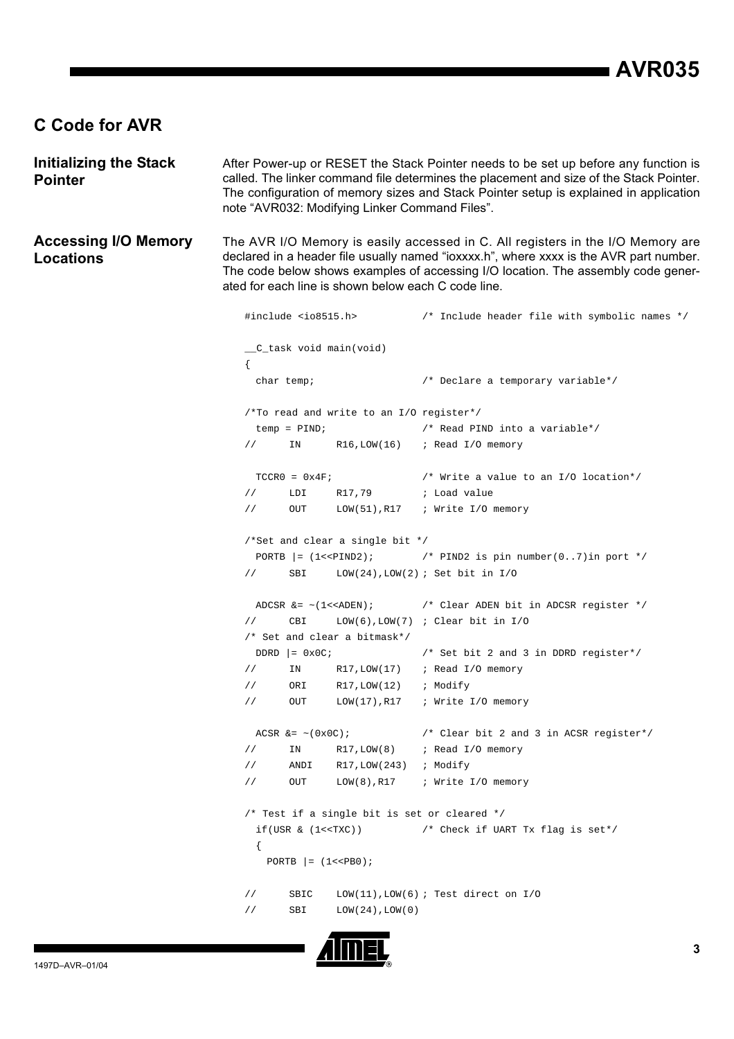## C Code for AVR

### Initializing the Stack Pointer

After Power-up or RESET the Stack Pointer needs to be set up before any function is called. The linker command file determines the placement and size of the Stack Pointer. The configuration of memory sizes and Stack Pointer setup is explained in application note "AVR032: Modifying Linker Command Files".

### Accessing I/O Memory Locations

The AVR I/O Memory is easily accessed in C. All registers in the I/O Memory are declared in a header file usually named "ioxxxx.h", where xxxx is the AVR part number. The code below shows examples of accessing I/O location. The assembly code generated for each line is shown below each C code line.

```
#include <io8515.h>              /* Include header file with symbolic names */

__C_task void main(void)
{
  char temp;                     /* Declare a temporary variable*/

/*To read and write to an I/O register*/
  temp = PIND;                   /* Read PIND into a variable*/
//      IN      R16,LOW(16)    ; Read I/O memory

  TCCR0 = 0x4F;                  /* Write a value to an I/O location*/
//      LDI     R17,79         ; Load value
//      OUT     LOW(51),R17    ; Write I/O memory

/*Set and clear a single bit */
  PORTB |= (1<<PIND2);           /* PIND2 is pin number(0..7)in port */
//      SBI     LOW(24),LOW(2) ; Set bit in I/O

  ADCSR &= ~(1<<ADEN);           /* Clear ADEN bit in ADCSR register */
//      CBI     LOW(6),LOW(7)  ; Clear bit in I/O
/* Set and clear a bitmask*/
  DDRD |= 0x0C;                  /* Set bit 2 and 3 in DDRD register*/
//      IN      R17,LOW(17)    ; Read I/O memory
//      ORI     R17,LOW(12)    ; Modify
//      OUT     LOW(17),R17    ; Write I/O memory

  ACSR &= ~(0x0C);               /* Clear bit 2 and 3 in ACSR register*/
//      IN      R17,LOW(8)     ; Read I/O memory
//      ANDI    R17,LOW(243)   ; Modify
//      OUT     LOW(8),R17     ; Write I/O memory

/* Test if a single bit is set or cleared */
  if(USR & (1<<TXC))             /* Check if UART Tx flag is set*/
  {
    PORTB |= (1<<PB0);

//      SBIC    LOW(11),LOW(6) ; Test direct on I/O
//      SBI     LOW(24),LOW(0)
```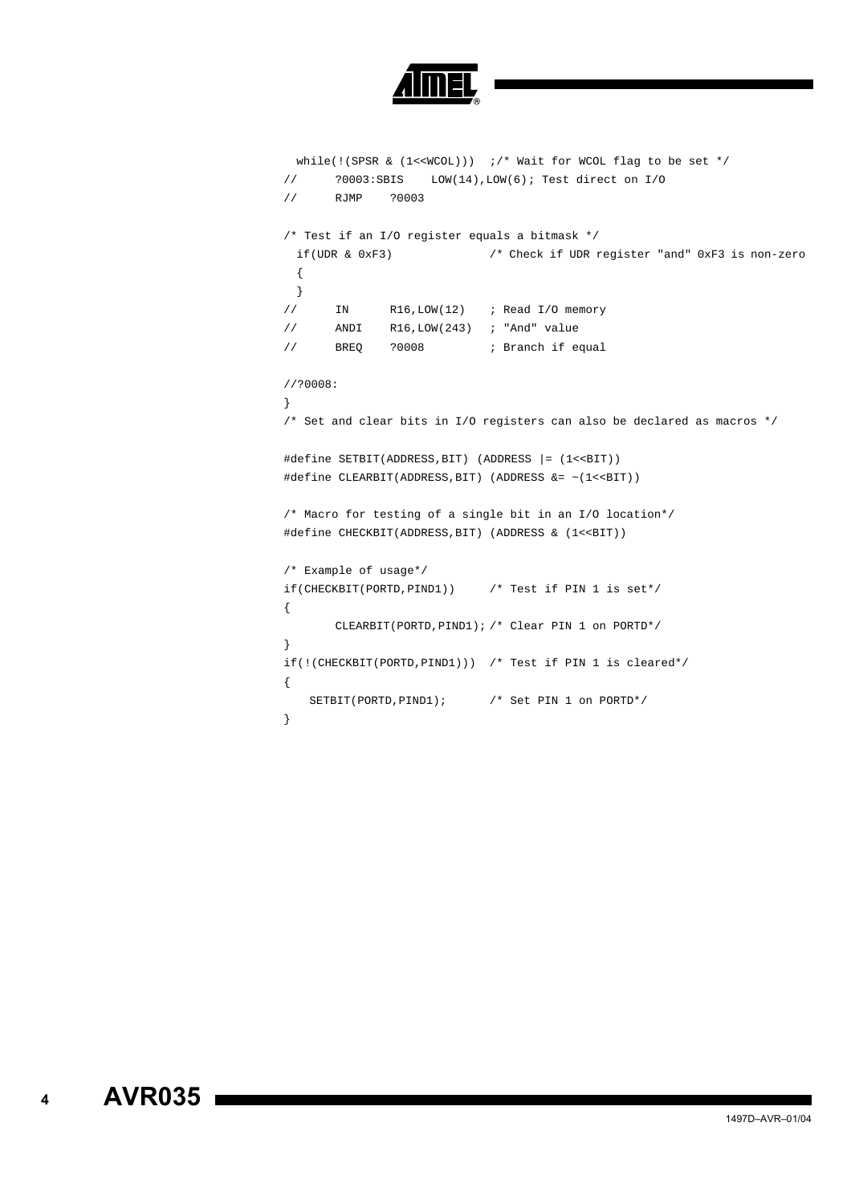```
  while(!(SPSR & (1<<WCOL)))  ;/* Wait for WCOL flag to be set */
//      ?0003:SBIS    LOW(14),LOW(6); Test direct on I/O
//      RJMP    ?0003

/* Test if an I/O register equals a bitmask */
  if(UDR & 0xF3)              /* Check if UDR register "and" 0xF3 is non-zero
  {
  }
//      IN      R16,LOW(12)   ; Read I/O memory
//      ANDI    R16,LOW(243)  ; "And" value
//      BREQ    ?0008         ; Branch if equal

//?0008:
}
/* Set and clear bits in I/O registers can also be declared as macros */

#define SETBIT(ADDRESS,BIT) (ADDRESS |= (1<<BIT))
#define CLEARBIT(ADDRESS,BIT) (ADDRESS &= ~(1<<BIT))

/* Macro for testing of a single bit in an I/O location*/
#define CHECKBIT(ADDRESS,BIT) (ADDRESS & (1<<BIT))

/* Example of usage*/
if(CHECKBIT(PORTD,PIND1))     /* Test if PIN 1 is set*/
{
        CLEARBIT(PORTD,PIND1); /* Clear PIN 1 on PORTD*/
}
if(!(CHECKBIT(PORTD,PIND1)))  /* Test if PIN 1 is cleared*/
{
    SETBIT(PORTD,PIND1);      /* Set PIN 1 on PORTD*/
}
```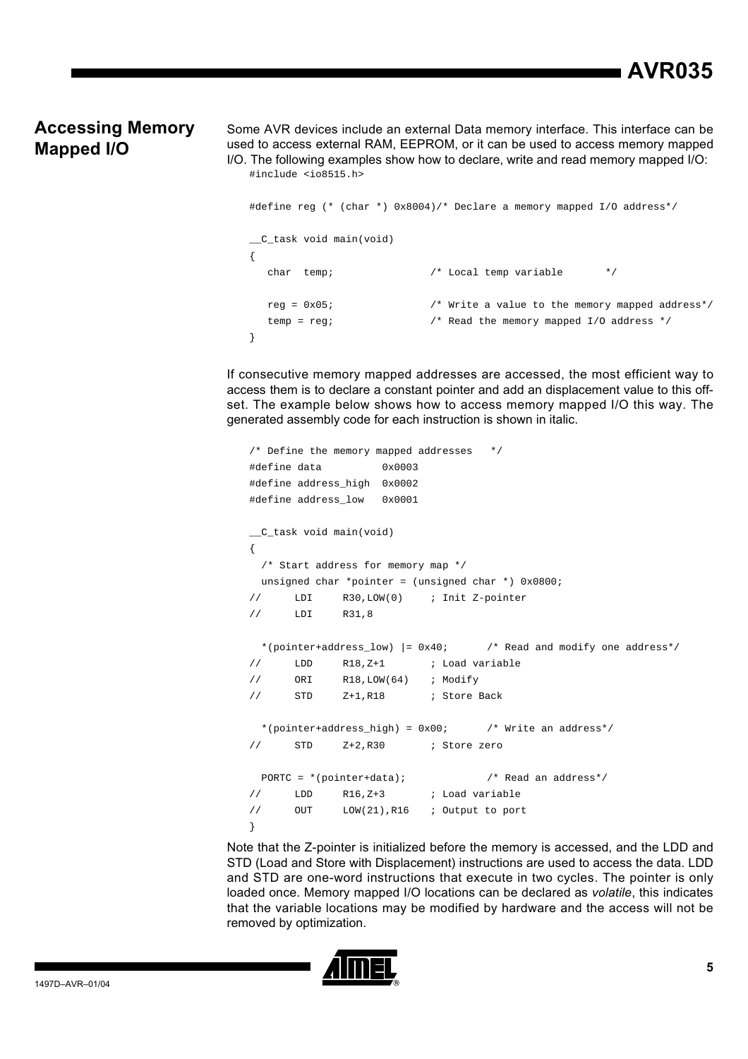## Accessing Memory Mapped I/O

Some AVR devices include an external Data memory interface. This interface can be used to access external RAM, EEPROM, or it can be used to access memory mapped I/O. The following examples show how to declare, write and read memory mapped I/O:

```
#include <io8515.h>

#define reg (* (char *) 0x8004)/* Declare a memory mapped I/O address*/

__C_task void main(void)
{
   char  temp;                /* Local temp variable       */

   reg = 0x05;                /* Write a value to the memory mapped address*/
   temp = reg;                /* Read the memory mapped I/O address */
}
```

If consecutive memory mapped addresses are accessed, the most efficient way to access them is to declare a constant pointer and add an displacement value to this offset. The example below shows how to access memory mapped I/O this way. The generated assembly code for each instruction is shown in italic.

```
/* Define the memory mapped addresses   */
#define data          0x0003
#define address_high  0x0002
#define address_low   0x0001

__C_task void main(void)
{
  /* Start address for memory map */
  unsigned char *pointer = (unsigned char *) 0x0800;
//      LDI     R30,LOW(0)    ; Init Z-pointer
//      LDI     R31,8

  *(pointer+address_low) |= 0x40;      /* Read and modify one address*/
//      LDD     R18,Z+1       ; Load variable
//      ORI     R18,LOW(64)   ; Modify
//      STD     Z+1,R18       ; Store Back

  *(pointer+address_high) = 0x00;      /* Write an address*/
//      STD     Z+2,R30       ; Store zero

  PORTC = *(pointer+data);             /* Read an address*/
//      LDD     R16,Z+3       ; Load variable
//      OUT     LOW(21),R16   ; Output to port
}
```

Note that the Z-pointer is initialized before the memory is accessed, and the LDD and STD (Load and Store with Displacement) instructions are used to access the data. LDD and STD are one-word instructions that execute in two cycles. The pointer is only loaded once. Memory mapped I/O locations can be declared as *volatile*, this indicates that the variable locations may be modified by hardware and the access will not be removed by optimization.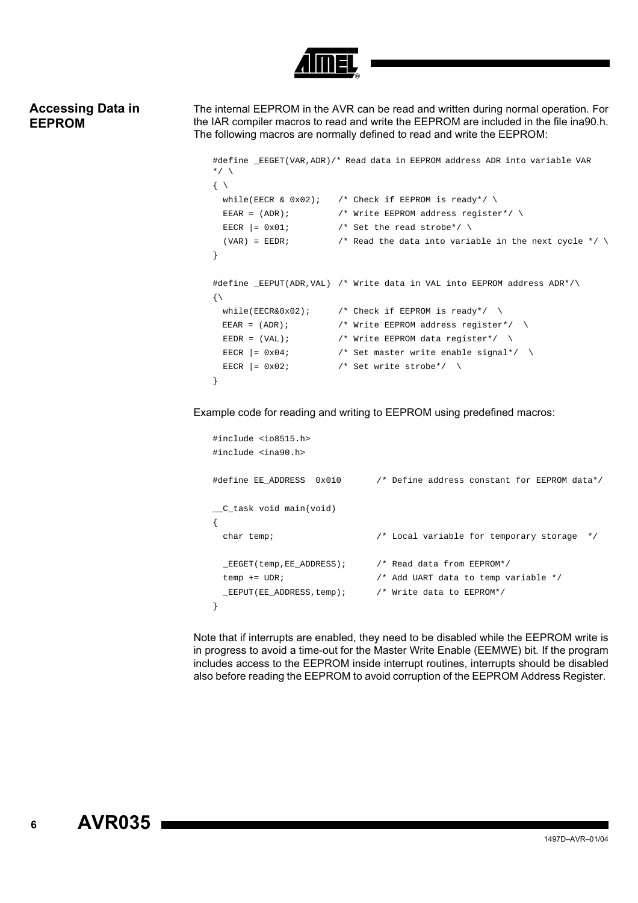## Accessing Data in EEPROM

The internal EEPROM in the AVR can be read and written during normal operation. For the IAR compiler macros to read and write the EEPROM are included in the file ina90.h. The following macros are normally defined to read and write the EEPROM:

```
#define _EEGET(VAR,ADR)/* Read data in EEPROM address ADR into variable VAR
*/ \
{ \
  while(EECR & 0x02);   /* Check if EEPROM is ready*/ \
  EEAR = (ADR);         /* Write EEPROM address register*/ \
  EECR |= 0x01;         /* Set the read strobe*/ \
  (VAR) = EEDR;         /* Read the data into variable in the next cycle */ \
}

#define _EEPUT(ADR,VAL) /* Write data in VAL into EEPROM address ADR*/\
{\
  while(EECR&0x02);     /* Check if EEPROM is ready*/  \
  EEAR = (ADR);         /* Write EEPROM address register*/  \
  EEDR = (VAL);         /* Write EEPROM data register*/  \
  EECR |= 0x04;         /* Set master write enable signal*/  \
  EECR |= 0x02;         /* Set write strobe*/  \
}
```

Example code for reading and writing to EEPROM using predefined macros:

```
#include <io8515.h>
#include <ina90.h>

#define EE_ADDRESS  0x010       /* Define address constant for EEPROM data*/

__C_task void main(void)
{
  char temp;                    /* Local variable for temporary storage  */

  _EEGET(temp,EE_ADDRESS);      /* Read data from EEPROM*/
  temp += UDR;                  /* Add UART data to temp variable */
  _EEPUT(EE_ADDRESS,temp);      /* Write data to EEPROM*/
}
```

Note that if interrupts are enabled, they need to be disabled while the EEPROM write is in progress to avoid a time-out for the Master Write Enable (EEMWE) bit. If the program includes access to the EEPROM inside interrupt routines, interrupts should be disabled also before reading the EEPROM to avoid corruption of the EEPROM Address Register.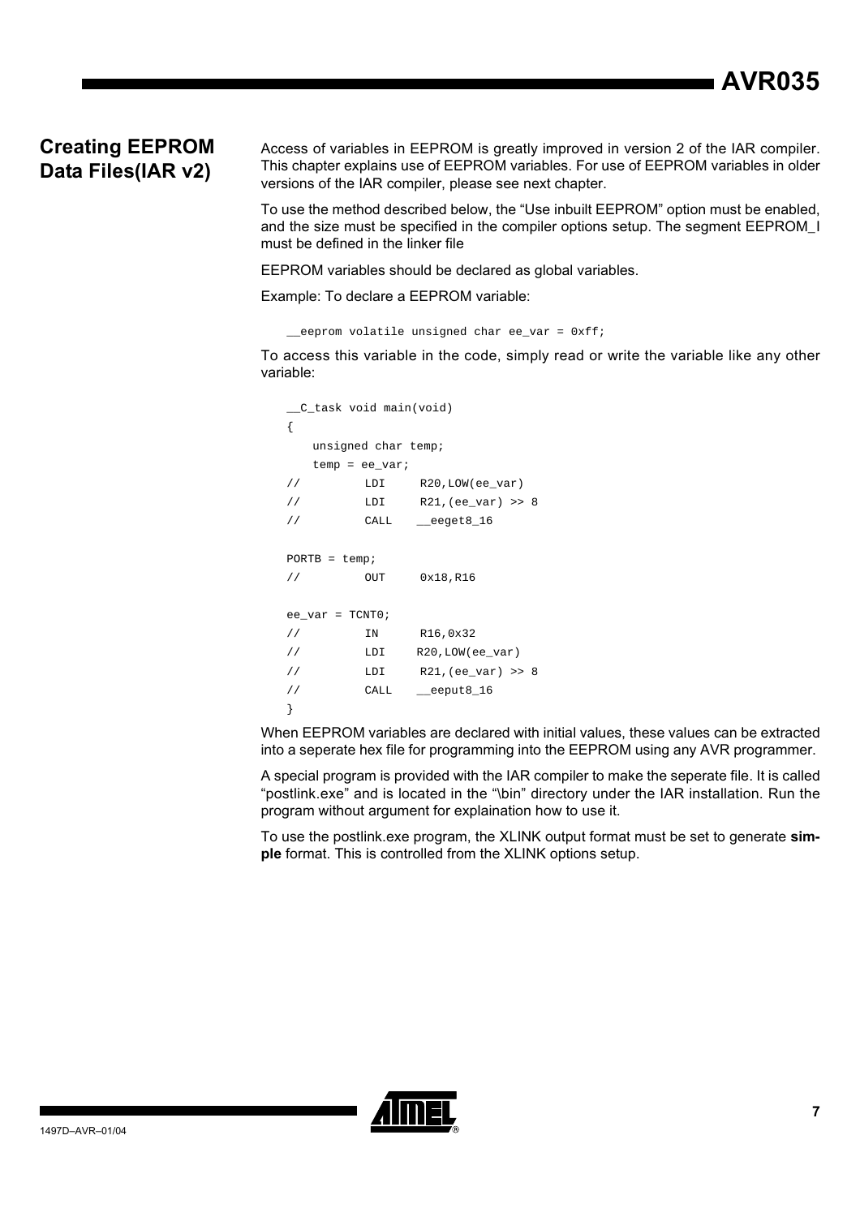## Creating EEPROM Data Files(IAR v2)

Access of variables in EEPROM is greatly improved in version 2 of the IAR compiler. This chapter explains use of EEPROM variables. For use of EEPROM variables in older versions of the IAR compiler, please see next chapter.

To use the method described below, the "Use inbuilt EEPROM" option must be enabled, and the size must be specified in the compiler options setup. The segment EEPROM_I must be defined in the linker file

EEPROM variables should be declared as global variables.

Example: To declare a EEPROM variable:

```
__eeprom volatile unsigned char ee_var = 0xff;
```

To access this variable in the code, simply read or write the variable like any other variable:

```
__C_task void main(void)
{
    unsigned char temp;
    temp = ee_var;
//          LDI     R20,LOW(ee_var)
//          LDI     R21,(ee_var) >> 8
//          CALL    __eeget8_16

PORTB = temp;
//          OUT     0x18,R16

ee_var = TCNT0;
//          IN      R16,0x32
//          LDI     R20,LOW(ee_var)
//          LDI     R21,(ee_var) >> 8
//          CALL    __eeput8_16
}
```

When EEPROM variables are declared with initial values, these values can be extracted into a seperate hex file for programming into the EEPROM using any AVR programmer.

A special program is provided with the IAR compiler to make the seperate file. It is called "postlink.exe" and is located in the "\bin" directory under the IAR installation. Run the program without argument for explaination how to use it.

To use the postlink.exe program, the XLINK output format must be set to generate **simple** format. This is controlled from the XLINK options setup.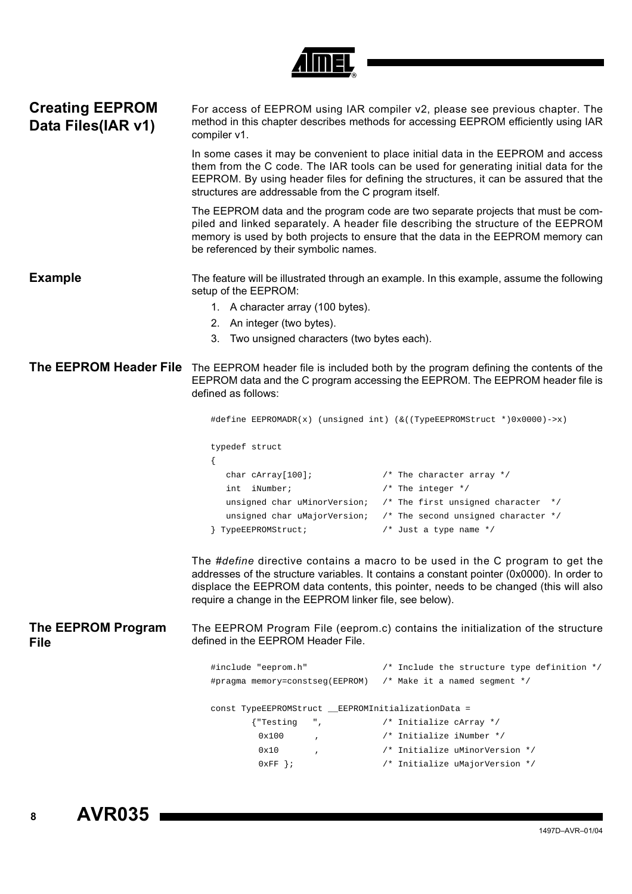## Creating EEPROM Data Files(IAR v1)

For access of EEPROM using IAR compiler v2, please see previous chapter. The method in this chapter describes methods for accessing EEPROM efficiently using IAR compiler v1.

In some cases it may be convenient to place initial data in the EEPROM and access them from the C code. The IAR tools can be used for generating initial data for the EEPROM. By using header files for defining the structures, it can be assured that the structures are addressable from the C program itself.

The EEPROM data and the program code are two separate projects that must be compiled and linked separately. A header file describing the structure of the EEPROM memory is used by both projects to ensure that the data in the EEPROM memory can be referenced by their symbolic names.

### Example

The feature will be illustrated through an example. In this example, assume the following setup of the EEPROM:

1. A character array (100 bytes).
2. An integer (two bytes).
3. Two unsigned characters (two bytes each).

### The EEPROM Header File

The EEPROM header file is included both by the program defining the contents of the EEPROM data and the C program accessing the EEPROM. The EEPROM header file is defined as follows:

```
#define EEPROMADR(x) (unsigned int) (&((TypeEEPROMStruct *)0x0000)->x)

typedef struct
{
   char cArray[100];              /* The character array */
   int  iNumber;                  /* The integer */
   unsigned char uMinorVersion;   /* The first unsigned character  */
   unsigned char uMajorVersion;   /* The second unsigned character */
} TypeEEPROMStruct;               /* Just a type name */
```

The *#define* directive contains a macro to be used in the C program to get the addresses of the structure variables. It contains a constant pointer (0x0000). In order to displace the EEPROM data contents, this pointer, needs to be changed (this will also require a change in the EEPROM linker file, see below).

### The EEPROM Program File

The EEPROM Program File (eeprom.c) contains the initialization of the structure defined in the EEPROM Header File.

```
#include "eeprom.h"               /* Include the structure type definition */
#pragma memory=constseg(EEPROM)   /* Make it a named segment */

const TypeEEPROMStruct __EEPROMInitializationData =
        {"Testing   ",            /* Initialize cArray */
         0x100      ,             /* Initialize iNumber */
         0x10       ,             /* Initialize uMinorVersion */
         0xFF };                  /* Initialize uMajorVersion */
```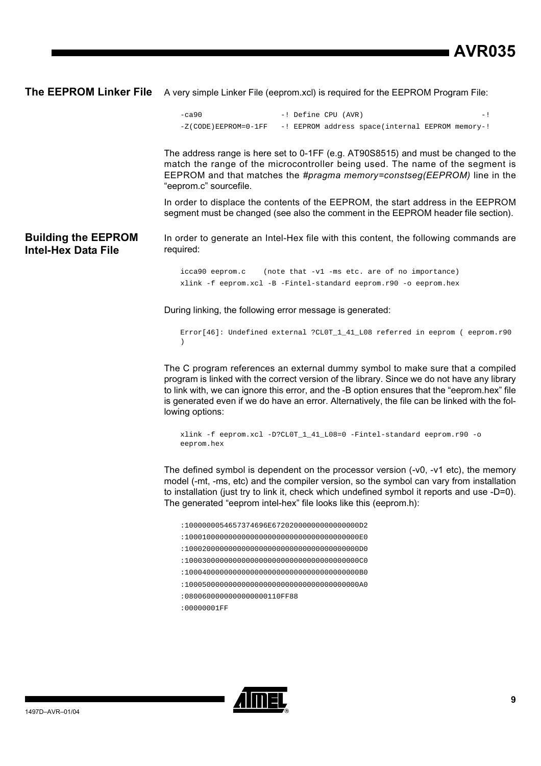## The EEPROM Linker File

A very simple Linker File (eeprom.xcl) is required for the EEPROM Program File:

```
-ca90                  -! Define CPU (AVR)                              -!
-Z(CODE)EEPROM=0-1FF   -! EEPROM address space(internal EEPROM memory-!
```

The address range is here set to 0-1FF (e.g. AT90S8515) and must be changed to the match the range of the microcontroller being used. The name of the segment is EEPROM and that matches the *#pragma memory=constseg(EEPROM)* line in the "eeprom.c" sourcefile.

In order to displace the contents of the EEPROM, the start address in the EEPROM segment must be changed (see also the comment in the EEPROM header file section).

## Building the EEPROM Intel-Hex Data File

In order to generate an Intel-Hex file with this content, the following commands are required:

```
icca90 eeprom.c    (note that -v1 -ms etc. are of no importance)
xlink -f eeprom.xcl -B -Fintel-standard eeprom.r90 -o eeprom.hex
```

During linking, the following error message is generated:

```
Error[46]: Undefined external ?CL0T_1_41_L08 referred in eeprom ( eeprom.r90
)
```

The C program references an external dummy symbol to make sure that a compiled program is linked with the correct version of the library. Since we do not have any library to link with, we can ignore this error, and the -B option ensures that the "eeprom.hex" file is generated even if we do have an error. Alternatively, the file can be linked with the following options:

```
xlink -f eeprom.xcl -D?CL0T_1_41_L08=0 -Fintel-standard eeprom.r90 -o
eeprom.hex
```

The defined symbol is dependent on the processor version (-v0, -v1 etc), the memory model (-mt, -ms, etc) and the compiler version, so the symbol can vary from installation to installation (just try to link it, check which undefined symbol it reports and use -D=0). The generated "eeprom intel-hex" file looks like this (eeprom.h):

```
:1000000054657374696E6720200000000000000000D2
:10001000000000000000000000000000000000000E0
:10002000000000000000000000000000000000000D0
:10003000000000000000000000000000000000000C0
:10004000000000000000000000000000000000000B0
:10005000000000000000000000000000000000000A0
:080060000000000000000110FF88
:00000001FF
```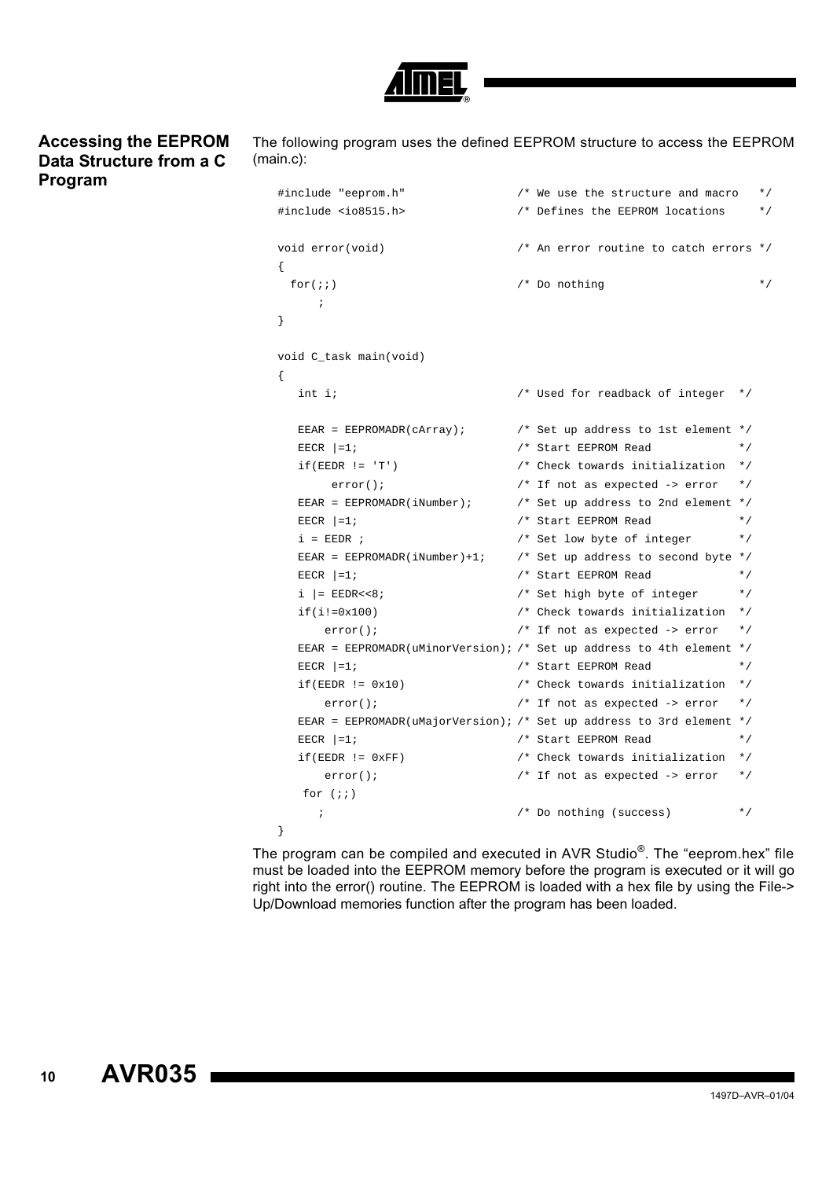## Accessing the EEPROM Data Structure from a C Program

The following program uses the defined EEPROM structure to access the EEPROM (main.c):

```
#include "eeprom.h"                /* We use the structure and macro   */
#include <io8515.h>                /* Defines the EEPROM locations     */

void error(void)                   /* An error routine to catch errors */
{
  for(;;)                          /* Do nothing                       */
      ;
}

void C_task main(void)
{
   int i;                          /* Used for readback of integer  */

   EEAR = EEPROMADR(cArray);       /* Set up address to 1st element */
   EECR |=1;                       /* Start EEPROM Read             */
   if(EEDR != 'T')                 /* Check towards initialization  */
        error();                   /* If not as expected -> error   */
   EEAR = EEPROMADR(iNumber);      /* Set up address to 2nd element */
   EECR |=1;                       /* Start EEPROM Read             */
   i = EEDR ;                      /* Set low byte of integer       */
   EEAR = EEPROMADR(iNumber)+1;    /* Set up address to second byte */
   EECR |=1;                       /* Start EEPROM Read             */
   i |= EEDR<<8;                   /* Set high byte of integer      */
   if(i!=0x100)                    /* Check towards initialization  */
       error();                    /* If not as expected -> error   */
   EEAR = EEPROMADR(uMinorVersion); /* Set up address to 4th element */
   EECR |=1;                       /* Start EEPROM Read             */
   if(EEDR != 0x10)                /* Check towards initialization  */
       error();                    /* If not as expected -> error   */
   EEAR = EEPROMADR(uMajorVersion); /* Set up address to 3rd element */
   EECR |=1;                       /* Start EEPROM Read             */
   if(EEDR != 0xFF)                /* Check towards initialization  */
       error();                    /* If not as expected -> error   */
    for (;;)
      ;                            /* Do nothing (success)          */
}
```

The program can be compiled and executed in AVR Studio®. The "eeprom.hex" file must be loaded into the EEPROM memory before the program is executed or it will go right into the error() routine. The EEPROM is loaded with a hex file by using the File-> Up/Download memories function after the program has been loaded.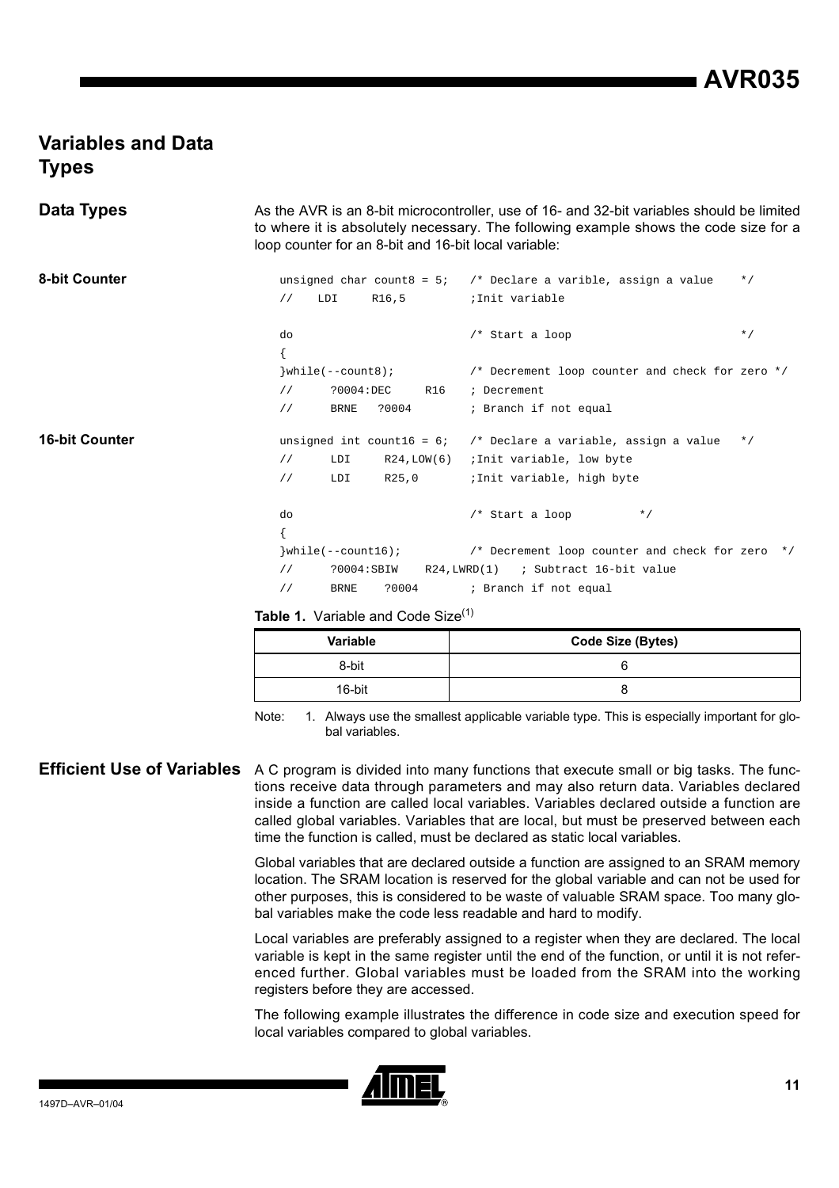# Variables and Data Types

## Data Types

As the AVR is an 8-bit microcontroller, use of 16- and 32-bit variables should be limited to where it is absolutely necessary. The following example shows the code size for a loop counter for an 8-bit and 16-bit local variable:

### 8-bit Counter

```
unsigned char count8 = 5;   /* Declare a varible, assign a value    */
//    LDI     R16,5         ;Init variable

do                          /* Start a loop                         */
{
}while(--count8);           /* Decrement loop counter and check for zero */
//      ?0004:DEC     R16   ; Decrement
//      BRNE   ?0004        ; Branch if not equal
```

### 16-bit Counter

```
unsigned int count16 = 6;   /* Declare a variable, assign a value   */
//      LDI     R24,LOW(6)  ;Init variable, low byte
//      LDI     R25,0       ;Init variable, high byte

do                          /* Start a loop          */
{
}while(--count16);          /* Decrement loop counter and check for zero  */
//      ?0004:SBIW    R24,LWRD(1)   ; Subtract 16-bit value
//      BRNE    ?0004       ; Branch if not equal
```

**Table 1.** Variable and Code Size[1]

| Variable | Code Size (Bytes) |
| --- | --- |
| 8-bit | 6 |
| 16-bit | 8 |

Note: 1. Always use the smallest applicable variable type. This is especially important for global variables.

## Efficient Use of Variables

A C program is divided into many functions that execute small or big tasks. The functions receive data through parameters and may also return data. Variables declared inside a function are called local variables. Variables declared outside a function are called global variables. Variables that are local, but must be preserved between each time the function is called, must be declared as static local variables.

Global variables that are declared outside a function are assigned to an SRAM memory location. The SRAM location is reserved for the global variable and can not be used for other purposes, this is considered to be waste of valuable SRAM space. Too many global variables make the code less readable and hard to modify.

Local variables are preferably assigned to a register when they are declared. The local variable is kept in the same register until the end of the function, or until it is not referenced further. Global variables must be loaded from the SRAM into the working registers before they are accessed.

The following example illustrates the difference in code size and execution speed for local variables compared to global variables.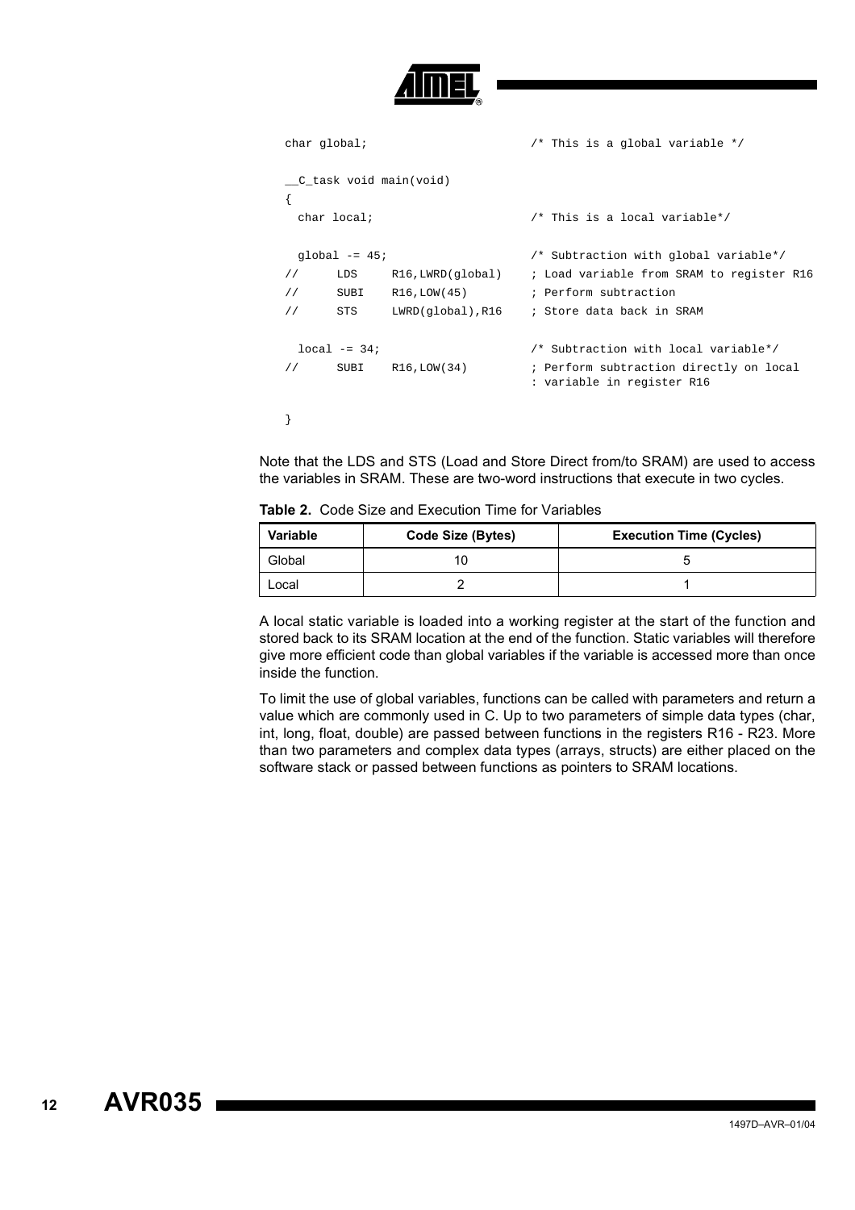```
char global;                        /* This is a global variable */

__C_task void main(void)
{
  char local;                       /* This is a local variable*/

  global -= 45;                     /* Subtraction with global variable*/
//      LDS     R16,LWRD(global)    ; Load variable from SRAM to register R16
//      SUBI    R16,LOW(45)         ; Perform subtraction
//      STS     LWRD(global),R16    ; Store data back in SRAM

  local -= 34;                      /* Subtraction with local variable*/
//      SUBI    R16,LOW(34)         ; Perform subtraction directly on local
                                    : variable in register R16

}
```

Note that the LDS and STS (Load and Store Direct from/to SRAM) are used to access the variables in SRAM. These are two-word instructions that execute in two cycles.

**Table 2.** Code Size and Execution Time for Variables

| Variable | Code Size (Bytes) | Execution Time (Cycles) |
|---|---|---|
| Global | 10 | 5 |
| Local | 2 | 1 |

A local static variable is loaded into a working register at the start of the function and stored back to its SRAM location at the end of the function. Static variables will therefore give more efficient code than global variables if the variable is accessed more than once inside the function.

To limit the use of global variables, functions can be called with parameters and return a value which are commonly used in C. Up to two parameters of simple data types (char, int, long, float, double) are passed between functions in the registers R16 - R23. More than two parameters and complex data types (arrays, structs) are either placed on the software stack or passed between functions as pointers to SRAM locations.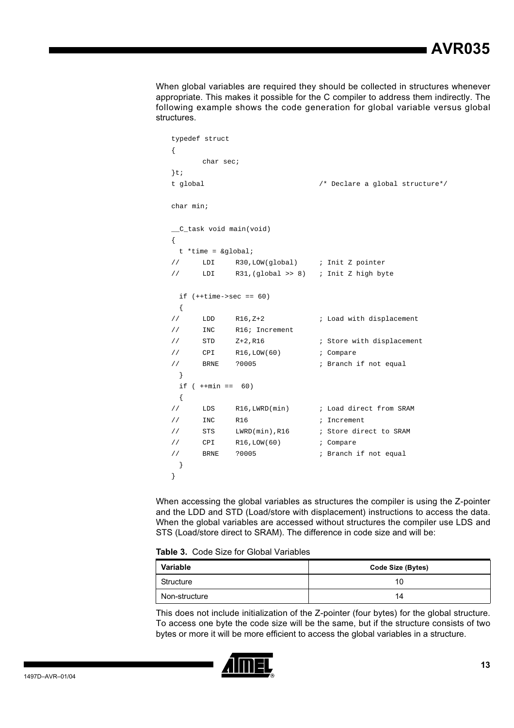When global variables are required they should be collected in structures whenever appropriate. This makes it possible for the C compiler to address them indirectly. The following example shows the code generation for global variable versus global structures.

```
typedef struct
{
       char sec;
}t;
t global                          /* Declare a global structure*/

char min;

__C_task void main(void)
{
  t *time = &global;
//      LDI     R30,LOW(global)     ; Init Z pointer
//      LDI     R31,(global >> 8)   ; Init Z high byte

  if (++time->sec == 60)
  {
//      LDD     R16,Z+2             ; Load with displacement
//      INC     R16; Increment
//      STD     Z+2,R16             ; Store with displacement
//      CPI     R16,LOW(60)         ; Compare
//      BRNE    ?0005               ; Branch if not equal
  }
  if ( ++min ==  60)
  {
//      LDS     R16,LWRD(min)       ; Load direct from SRAM
//      INC     R16                 ; Increment
//      STS     LWRD(min),R16       ; Store direct to SRAM
//      CPI     R16,LOW(60)         ; Compare
//      BRNE    ?0005               ; Branch if not equal
  }
}
```

When accessing the global variables as structures the compiler is using the Z-pointer and the LDD and STD (Load/store with displacement) instructions to access the data. When the global variables are accessed without structures the compiler use LDS and STS (Load/store direct to SRAM). The difference in code size and will be:

**Table 3.** Code Size for Global Variables

| Variable | Code Size (Bytes) |
|---|---|
| Structure | 10 |
| Non-structure | 14 |

This does not include initialization of the Z-pointer (four bytes) for the global structure. To access one byte the code size will be the same, but if the structure consists of two bytes or more it will be more efficient to access the global variables in a structure.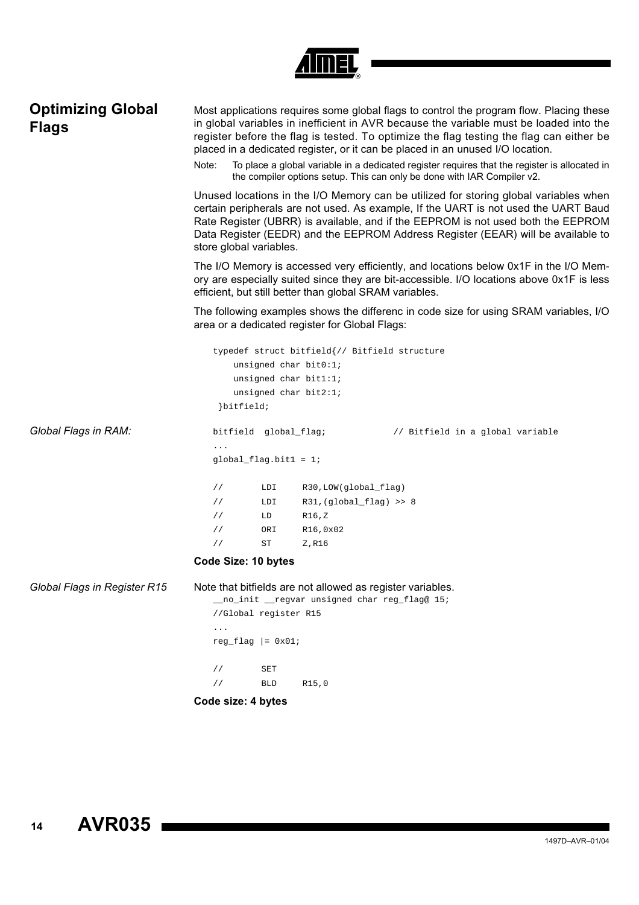## Optimizing Global Flags

Most applications requires some global flags to control the program flow. Placing these in global variables in inefficient in AVR because the variable must be loaded into the register before the flag is tested. To optimize the flag testing the flag can either be placed in a dedicated register, or it can be placed in an unused I/O location.

Note: To place a global variable in a dedicated register requires that the register is allocated in the compiler options setup. This can only be done with IAR Compiler v2.

Unused locations in the I/O Memory can be utilized for storing global variables when certain peripherals are not used. As example, If the UART is not used the UART Baud Rate Register (UBRR) is available, and if the EEPROM is not used both the EEPROM Data Register (EEDR) and the EEPROM Address Register (EEAR) will be available to store global variables.

The I/O Memory is accessed very efficiently, and locations below 0x1F in the I/O Memory are especially suited since they are bit-accessible. I/O locations above 0x1F is less efficient, but still better than global SRAM variables.

The following examples shows the differenc in code size for using SRAM variables, I/O area or a dedicated register for Global Flags:

```
typedef struct bitfield{// Bitfield structure
    unsigned char bit0:1;
    unsigned char bit1:1;
    unsigned char bit2:1;
 }bitfield;
```

*Global Flags in RAM:*

```
bitfield  global_flag;            // Bitfield in a global variable
...
global_flag.bit1 = 1;

//        LDI     R30,LOW(global_flag)
//        LDI     R31,(global_flag) >> 8
//        LD      R16,Z
//        ORI     R16,0x02
//        ST      Z,R16
```

**Code Size: 10 bytes**

*Global Flags in Register R15*

Note that bitfields are not allowed as register variables.

```
__no_init __regvar unsigned char reg_flag@ 15;
//Global register R15
...
reg_flag |= 0x01;

//        SET
//        BLD     R15,0
```

**Code size: 4 bytes**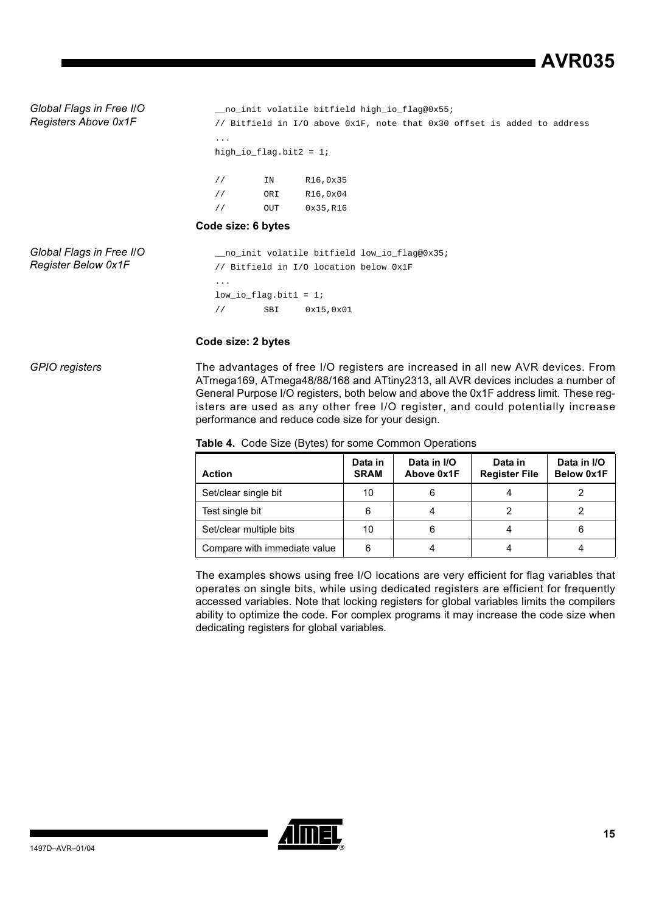*Global Flags in Free I/O Registers Above 0x1F*

```
__no_init volatile bitfield high_io_flag@0x55;
// Bitfield in I/O above 0x1F, note that 0x30 offset is added to address
...
high_io_flag.bit2 = 1;

//        IN      R16,0x35
//        ORI     R16,0x04
//        OUT     0x35,R16
```

**Code size: 6 bytes**

*Global Flags in Free I/O Register Below 0x1F*

```
__no_init volatile bitfield low_io_flag@0x35;
// Bitfield in I/O location below 0x1F
...
low_io_flag.bit1 = 1;
//        SBI     0x15,0x01
```

**Code size: 2 bytes**

*GPIO registers*

The advantages of free I/O registers are increased in all new AVR devices. From ATmega169, ATmega48/88/168 and ATtiny2313, all AVR devices includes a number of General Purpose I/O registers, both below and above the 0x1F address limit. These registers are used as any other free I/O register, and could potentially increase performance and reduce code size for your design.

**Table 4.** Code Size (Bytes) for some Common Operations

| Action | Data in SRAM | Data in I/O Above 0x1F | Data in Register File | Data in I/O Below 0x1F |
|---|---|---|---|---|
| Set/clear single bit | 10 | 6 | 4 | 2 |
| Test single bit | 6 | 4 | 2 | 2 |
| Set/clear multiple bits | 10 | 6 | 4 | 6 |
| Compare with immediate value | 6 | 4 | 4 | 4 |

The examples shows using free I/O locations are very efficient for flag variables that operates on single bits, while using dedicated registers are efficient for frequently accessed variables. Note that locking registers for global variables limits the compilers ability to optimize the code. For complex programs it may increase the code size when dedicating registers for global variables.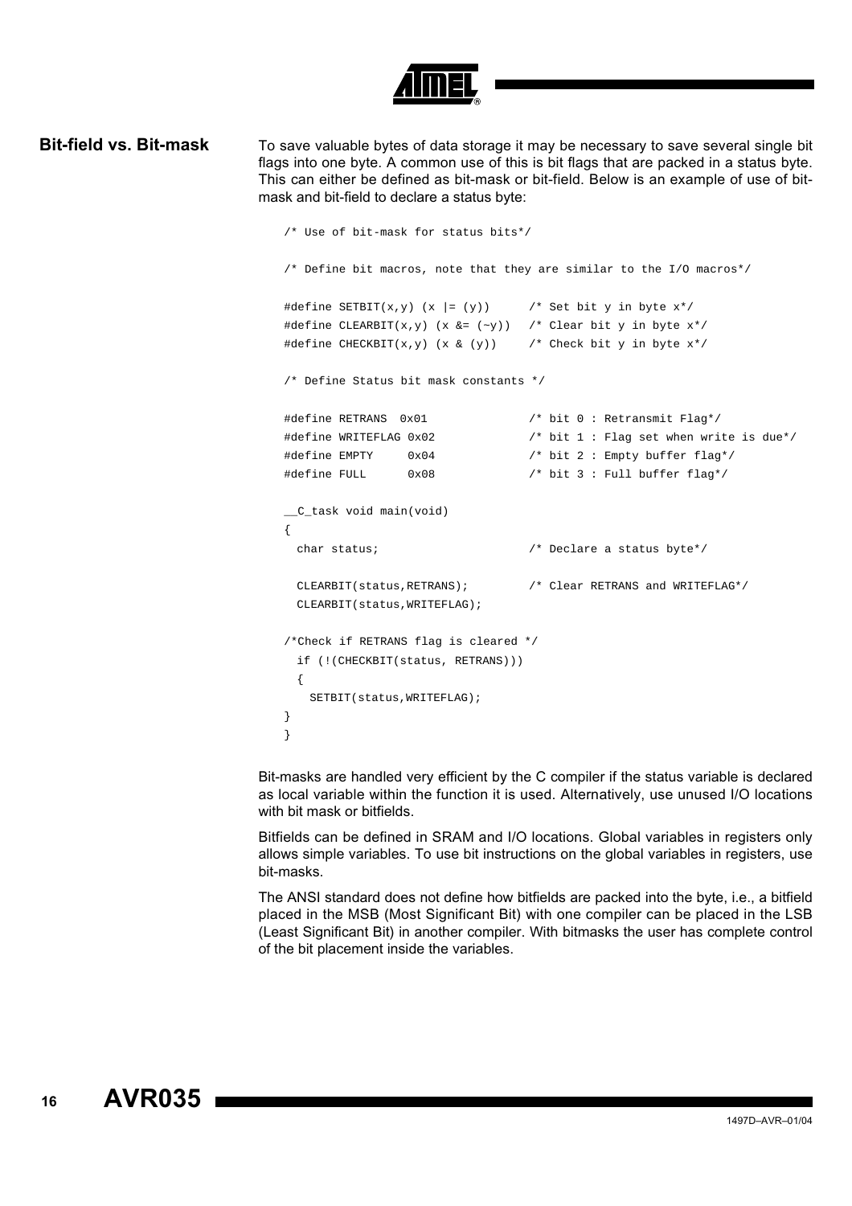## Bit-field vs. Bit-mask

To save valuable bytes of data storage it may be necessary to save several single bit flags into one byte. A common use of this is bit flags that are packed in a status byte. This can either be defined as bit-mask or bit-field. Below is an example of use of bit-mask and bit-field to declare a status byte:

```
/* Use of bit-mask for status bits*/

/* Define bit macros, note that they are similar to the I/O macros*/

#define SETBIT(x,y) (x |= (y))      /* Set bit y in byte x*/
#define CLEARBIT(x,y) (x &= (~y))   /* Clear bit y in byte x*/
#define CHECKBIT(x,y) (x & (y))     /* Check bit y in byte x*/

/* Define Status bit mask constants */

#define RETRANS  0x01               /* bit 0 : Retransmit Flag*/
#define WRITEFLAG 0x02              /* bit 1 : Flag set when write is due*/
#define EMPTY     0x04              /* bit 2 : Empty buffer flag*/
#define FULL      0x08              /* bit 3 : Full buffer flag*/

__C_task void main(void)
{
  char status;                      /* Declare a status byte*/

  CLEARBIT(status,RETRANS);         /* Clear RETRANS and WRITEFLAG*/
  CLEARBIT(status,WRITEFLAG);

/*Check if RETRANS flag is cleared */
  if (!(CHECKBIT(status, RETRANS)))
  {
    SETBIT(status,WRITEFLAG);
}
}
```

Bit-masks are handled very efficient by the C compiler if the status variable is declared as local variable within the function it is used. Alternatively, use unused I/O locations with bit mask or bitfields.

Bitfields can be defined in SRAM and I/O locations. Global variables in registers only allows simple variables. To use bit instructions on the global variables in registers, use bit-masks.

The ANSI standard does not define how bitfields are packed into the byte, i.e., a bitfield placed in the MSB (Most Significant Bit) with one compiler can be placed in the LSB (Least Significant Bit) in another compiler. With bitmasks the user has complete control of the bit placement inside the variables.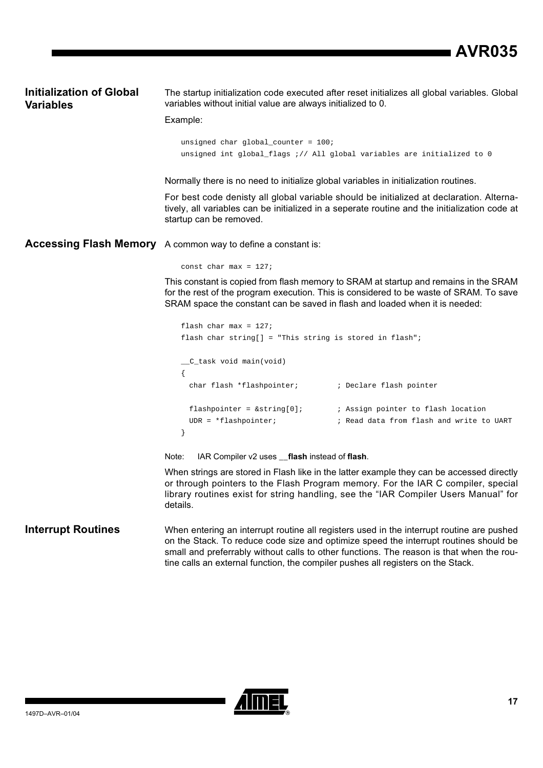## Initialization of Global Variables

The startup initialization code executed after reset initializes all global variables. Global variables without initial value are always initialized to 0.

Example:

```
unsigned char global_counter = 100;
unsigned int global_flags ;// All global variables are initialized to 0
```

Normally there is no need to initialize global variables in initialization routines.

For best code denisty all global variable should be initialized at declaration. Alternatively, all variables can be initialized in a seperate routine and the initialization code at startup can be removed.

## Accessing Flash Memory

A common way to define a constant is:

```
const char max = 127;
```

This constant is copied from flash memory to SRAM at startup and remains in the SRAM for the rest of the program execution. This is considered to be waste of SRAM. To save SRAM space the constant can be saved in flash and loaded when it is needed:

```
flash char max = 127;
flash char string[] = "This string is stored in flash";

__C_task void main(void)
{
  char flash *flashpointer;         ; Declare flash pointer

  flashpointer = &string[0];        ; Assign pointer to flash location
  UDR = *flashpointer;              ; Read data from flash and write to UART
}
```

Note: IAR Compiler v2 uses **__flash** instead of **flash**.

When strings are stored in Flash like in the latter example they can be accessed directly or through pointers to the Flash Program memory. For the IAR C compiler, special library routines exist for string handling, see the “IAR Compiler Users Manual” for details.

## Interrupt Routines

When entering an interrupt routine all registers used in the interrupt routine are pushed on the Stack. To reduce code size and optimize speed the interrupt routines should be small and preferrably without calls to other functions. The reason is that when the routine calls an external function, the compiler pushes all registers on the Stack.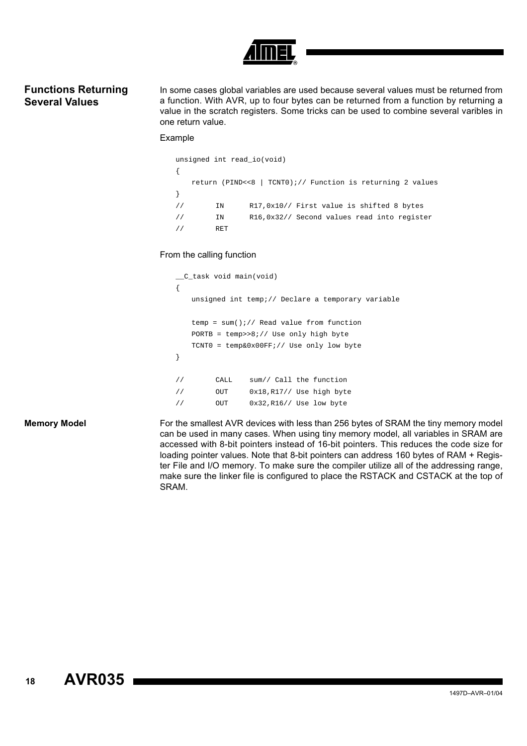## Functions Returning Several Values

In some cases global variables are used because several values must be returned from a function. With AVR, up to four bytes can be returned from a function by returning a value in the scratch registers. Some tricks can be used to combine several varibles in one return value.

Example

```
unsigned int read_io(void)
{
    return (PIND<<8 | TCNT0);// Function is returning 2 values
}
//      IN      R17,0x10// First value is shifted 8 bytes
//      IN      R16,0x32// Second values read into register
//      RET
```

From the calling function

```
__C_task void main(void)
{
    unsigned int temp;// Declare a temporary variable

    temp = sum();// Read value from function
    PORTB = temp>>8;// Use only high byte
    TCNT0 = temp&0x00FF;// Use only low byte
}

//      CALL    sum// Call the function
//      OUT     0x18,R17// Use high byte
//      OUT     0x32,R16// Use low byte
```

## Memory Model

For the smallest AVR devices with less than 256 bytes of SRAM the tiny memory model can be used in many cases. When using tiny memory model, all variables in SRAM are accessed with 8-bit pointers instead of 16-bit pointers. This reduces the code size for loading pointer values. Note that 8-bit pointers can address 160 bytes of RAM + Register File and I/O memory. To make sure the compiler utilize all of the addressing range, make sure the linker file is configured to place the RSTACK and CSTACK at the top of SRAM.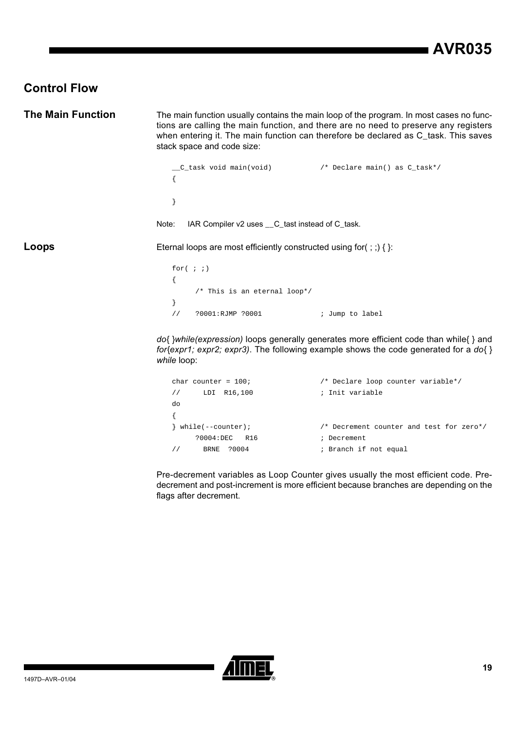## Control Flow

### The Main Function

The main function usually contains the main loop of the program. In most cases no functions are calling the main function, and there are no need to preserve any registers when entering it. The main function can therefore be declared as C_task. This saves stack space and code size:

```
__C_task void main(void)           /* Declare main() as C_task*/
{

}
```

Note: IAR Compiler v2 uses __C_tast instead of C_task.

### Loops

Eternal loops are most efficiently constructed using for( ; ;) { }:

```
for( ; ;)
{
     /* This is an eternal loop*/
}
//    ?0001:RJMP ?0001             ; Jump to label
```

*do*{ }*while(expression)* loops generally generates more efficient code than while{ } and *for*{*expr1; expr2; expr3)*. The following example shows the code generated for a *do*{ } *while* loop:

```
char counter = 100;                /* Declare loop counter variable*/
//      LDI  R16,100               ; Init variable
do
{
} while(--counter);                /* Decrement counter and test for zero*/
      ?0004:DEC   R16              ; Decrement
//      BRNE  ?0004                ; Branch if not equal
```

Pre-decrement variables as Loop Counter gives usually the most efficient code. Pre-decrement and post-increment is more efficient because branches are depending on the flags after decrement.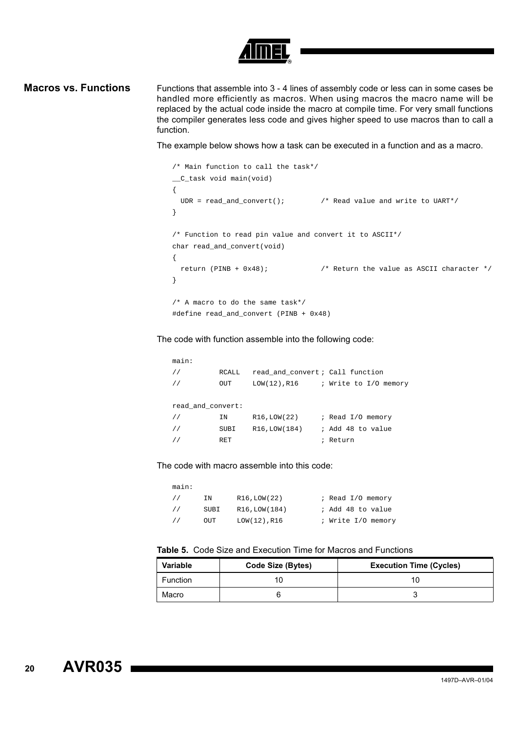## Macros vs. Functions

Functions that assemble into 3 - 4 lines of assembly code or less can in some cases be handled more efficiently as macros. When using macros the macro name will be replaced by the actual code inside the macro at compile time. For very small functions the compiler generates less code and gives higher speed to use macros than to call a function.

The example below shows how a task can be executed in a function and as a macro.

```
/* Main function to call the task*/
__C_task void main(void)
{
  UDR = read_and_convert();        /* Read value and write to UART*/
}

/* Function to read pin value and convert it to ASCII*/
char read_and_convert(void)
{
  return (PINB + 0x48);            /* Return the value as ASCII character */
}

/* A macro to do the same task*/
#define read_and_convert (PINB + 0x48)
```

The code with function assemble into the following code:

```
main:
//         RCALL   read_and_convert ; Call function
//         OUT     LOW(12),R16      ; Write to I/O memory

read_and_convert:
//         IN      R16,LOW(22)      ; Read I/O memory
//         SUBI    R16,LOW(184)     ; Add 48 to value
//         RET                      ; Return
```

The code with macro assemble into this code:

```
main:
//     IN      R16,LOW(22)         ; Read I/O memory
//     SUBI    R16,LOW(184)        ; Add 48 to value
//     OUT     LOW(12),R16         ; Write I/O memory
```

**Table 5.** Code Size and Execution Time for Macros and Functions

| Variable | Code Size (Bytes) | Execution Time (Cycles) |
| --- | --- | --- |
| Function | 10 | 10 |
| Macro | 6 | 3 |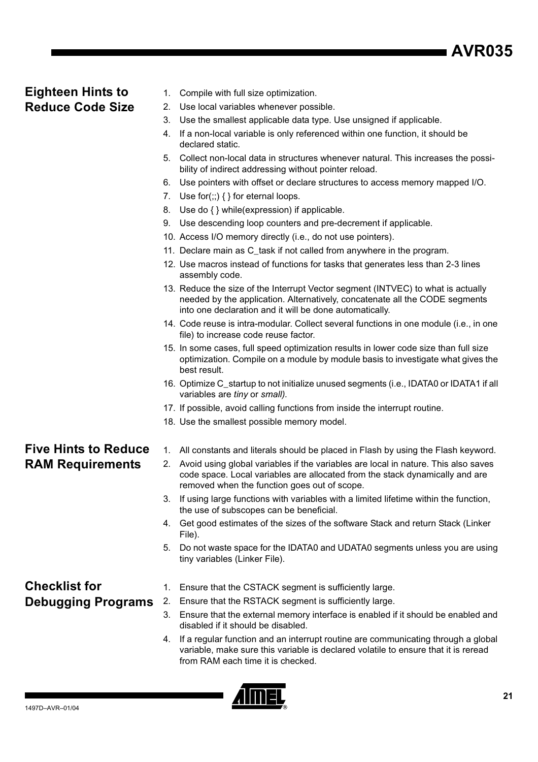## Eighteen Hints to Reduce Code Size

1. Compile with full size optimization.
2. Use local variables whenever possible.
3. Use the smallest applicable data type. Use unsigned if applicable.
4. If a non-local variable is only referenced within one function, it should be declared static.
5. Collect non-local data in structures whenever natural. This increases the possibility of indirect addressing without pointer reload.
6. Use pointers with offset or declare structures to access memory mapped I/O.
7. Use for(;;) { } for eternal loops.
8. Use do { } while(expression) if applicable.
9. Use descending loop counters and pre-decrement if applicable.
10. Access I/O memory directly (i.e., do not use pointers).
11. Declare main as C_task if not called from anywhere in the program.
12. Use macros instead of functions for tasks that generates less than 2-3 lines assembly code.
13. Reduce the size of the Interrupt Vector segment (INTVEC) to what is actually needed by the application. Alternatively, concatenate all the CODE segments into one declaration and it will be done automatically.
14. Code reuse is intra-modular. Collect several functions in one module (i.e., in one file) to increase code reuse factor.
15. In some cases, full speed optimization results in lower code size than full size optimization. Compile on a module by module basis to investigate what gives the best result.
16. Optimize C_startup to not initialize unused segments (i.e., IDATA0 or IDATA1 if all variables are *tiny* or *small)*.
17. If possible, avoid calling functions from inside the interrupt routine.
18. Use the smallest possible memory model.

## Five Hints to Reduce RAM Requirements

1. All constants and literals should be placed in Flash by using the Flash keyword.
2. Avoid using global variables if the variables are local in nature. This also saves code space. Local variables are allocated from the stack dynamically and are removed when the function goes out of scope.
3. If using large functions with variables with a limited lifetime within the function, the use of subscopes can be beneficial.
4. Get good estimates of the sizes of the software Stack and return Stack (Linker File).
5. Do not waste space for the IDATA0 and UDATA0 segments unless you are using tiny variables (Linker File).

## Checklist for Debugging Programs

1. Ensure that the CSTACK segment is sufficiently large.
2. Ensure that the RSTACK segment is sufficiently large.
3. Ensure that the external memory interface is enabled if it should be enabled and disabled if it should be disabled.
4. If a regular function and an interrupt routine are communicating through a global variable, make sure this variable is declared volatile to ensure that it is reread from RAM each time it is checked.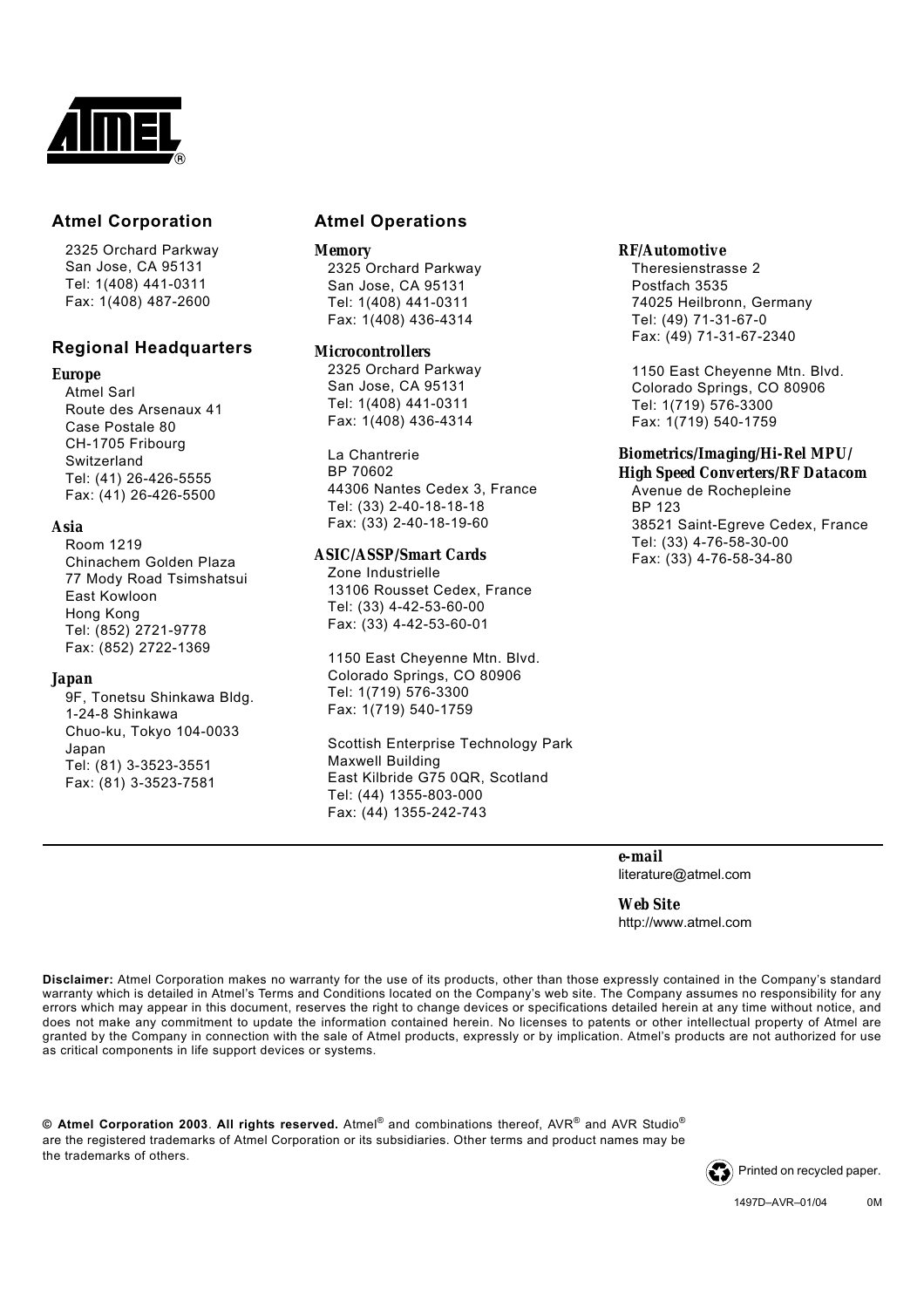## Atmel Corporation

2325 Orchard Parkway
San Jose, CA 95131
Tel: 1(408) 441-0311
Fax: 1(408) 487-2600

## Regional Headquarters

### Europe

Atmel Sarl
Route des Arsenaux 41
Case Postale 80
CH-1705 Fribourg
Switzerland
Tel: (41) 26-426-5555
Fax: (41) 26-426-5500

### Asia

Room 1219
Chinachem Golden Plaza
77 Mody Road Tsimshatsui
East Kowloon
Hong Kong
Tel: (852) 2721-9778
Fax: (852) 2722-1369

### Japan

9F, Tonetsu Shinkawa Bldg.
1-24-8 Shinkawa
Chuo-ku, Tokyo 104-0033
Japan
Tel: (81) 3-3523-3551
Fax: (81) 3-3523-7581

## Atmel Operations

### Memory

2325 Orchard Parkway
San Jose, CA 95131
Tel: 1(408) 441-0311
Fax: 1(408) 436-4314

### Microcontrollers

2325 Orchard Parkway
San Jose, CA 95131
Tel: 1(408) 441-0311
Fax: 1(408) 436-4314

La Chantrerie
BP 70602
44306 Nantes Cedex 3, France
Tel: (33) 2-40-18-18-18
Fax: (33) 2-40-18-19-60

### ASIC/ASSP/Smart Cards

Zone Industrielle
13106 Rousset Cedex, France
Tel: (33) 4-42-53-60-00
Fax: (33) 4-42-53-60-01

1150 East Cheyenne Mtn. Blvd.
Colorado Springs, CO 80906
Tel: 1(719) 576-3300
Fax: 1(719) 540-1759

Scottish Enterprise Technology Park
Maxwell Building
East Kilbride G75 0QR, Scotland
Tel: (44) 1355-803-000
Fax: (44) 1355-242-743

### RF/Automotive

Theresienstrasse 2
Postfach 3535
74025 Heilbronn, Germany
Tel: (49) 71-31-67-0
Fax: (49) 71-31-67-2340

1150 East Cheyenne Mtn. Blvd.
Colorado Springs, CO 80906
Tel: 1(719) 576-3300
Fax: 1(719) 540-1759

### Biometrics/Imaging/Hi-Rel MPU/ High Speed Converters/RF Datacom

Avenue de Rochepleine
BP 123
38521 Saint-Egreve Cedex, France
Tel: (33) 4-76-58-30-00
Fax: (33) 4-76-58-34-80

***e-mail***
literature@atmel.com

***Web Site***
http://www.atmel.com

**Disclaimer:** Atmel Corporation makes no warranty for the use of its products, other than those expressly contained in the Company's standard warranty which is detailed in Atmel's Terms and Conditions located on the Company's web site. The Company assumes no responsibility for any errors which may appear in this document, reserves the right to change devices or specifications detailed herein at any time without notice, and does not make any commitment to update the information contained herein. No licenses to patents or other intellectual property of Atmel are granted by the Company in connection with the sale of Atmel products, expressly or by implication. Atmel's products are not authorized for use as critical components in life support devices or systems.

**© Atmel Corporation 2003**. **All rights reserved.** Atmel® and combinations thereof, AVR® and AVR Studio® are the registered trademarks of Atmel Corporation or its subsidiaries. Other terms and product names may be the trademarks of others.

Printed on recycled paper.

1497D–AVR–01/04 0M